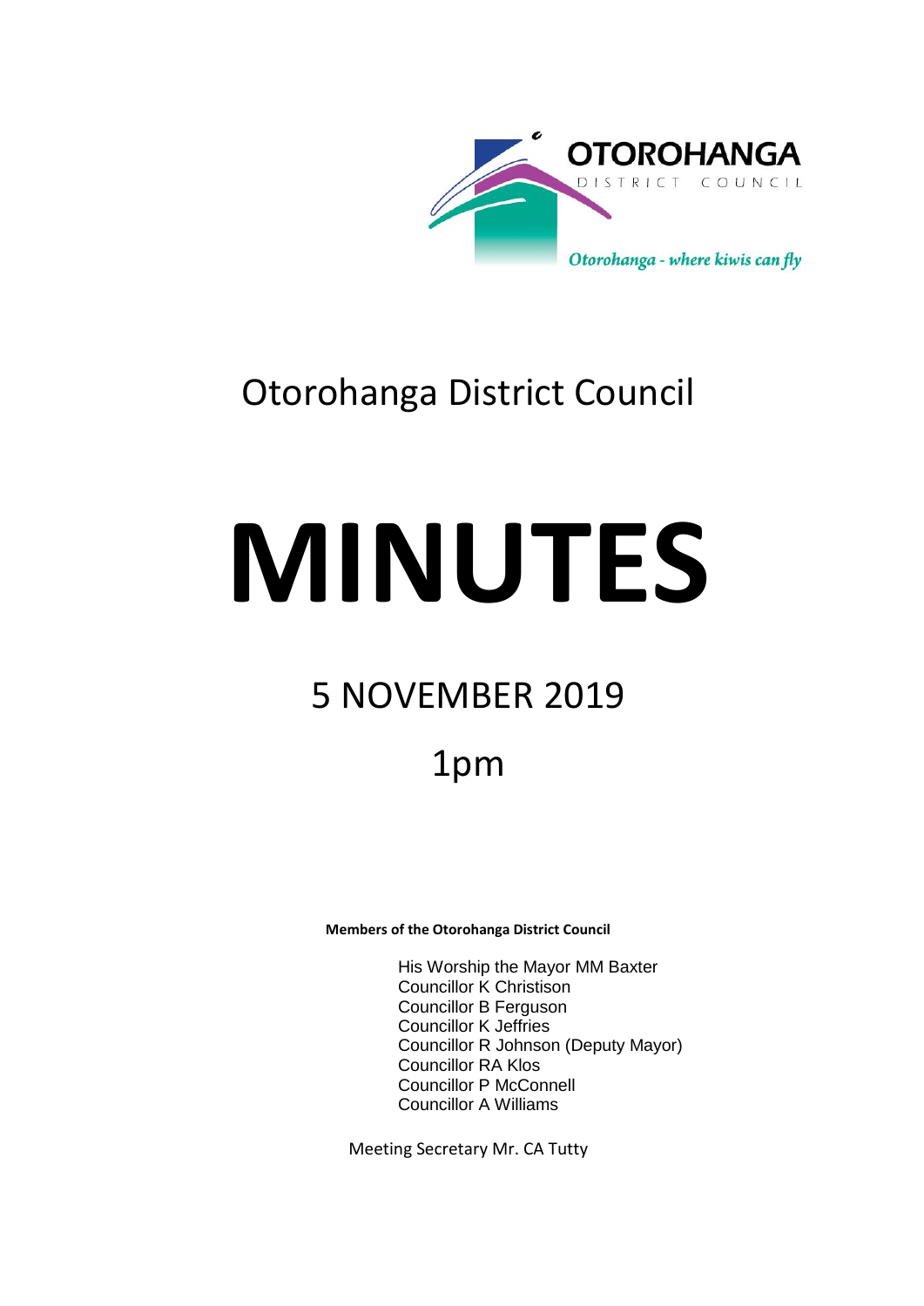OTOROHANGA

DISTRICT COUNCIL

*Otorohanga - where kiwis can fly*

# Otorohanga District Council

# MINUTES

## 5 NOVEMBER 2019

## 1pm

**Members of the Otorohanga District Council**

His Worship the Mayor MM Baxter
Councillor K Christison
Councillor B Ferguson
Councillor K Jeffries
Councillor R Johnson (Deputy Mayor)
Councillor RA Klos
Councillor P McConnell
Councillor A Williams

Meeting Secretary Mr. CA Tutty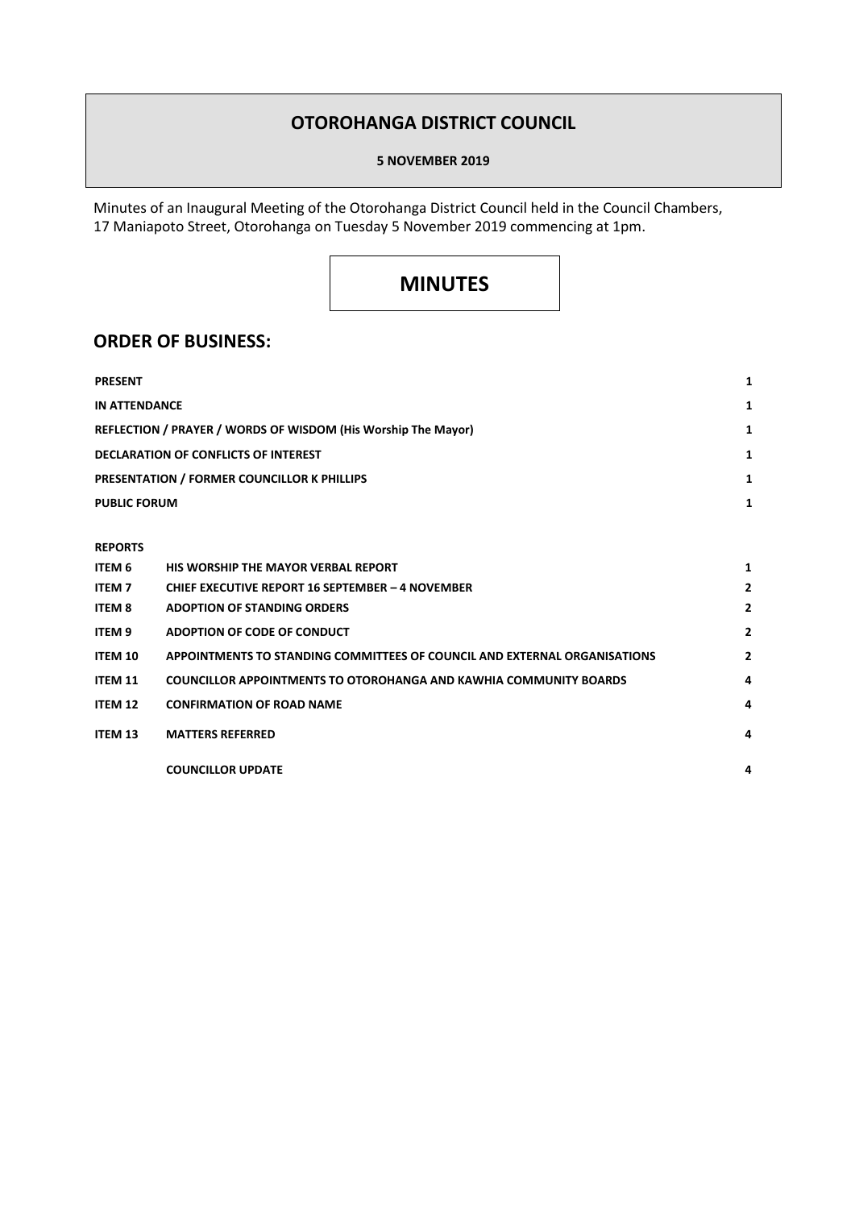# OTOROHANGA DISTRICT COUNCIL

**5 NOVEMBER 2019**

Minutes of an Inaugural Meeting of the Otorohanga District Council held in the Council Chambers, 17 Maniapoto Street, Otorohanga on Tuesday 5 November 2019 commencing at 1pm.

# MINUTES

## ORDER OF BUSINESS:

| | | |
|---|---|---|
| **PRESENT** | | **1** |
| **IN ATTENDANCE** | | **1** |
| **REFLECTION / PRAYER / WORDS OF WISDOM (His Worship The Mayor)** | | **1** |
| **DECLARATION OF CONFLICTS OF INTEREST** | | **1** |
| **PRESENTATION / FORMER COUNCILLOR K PHILLIPS** | | **1** |
| **PUBLIC FORUM** | | **1** |
| **REPORTS** | | |
| **ITEM 6** | **HIS WORSHIP THE MAYOR VERBAL REPORT** | **1** |
| **ITEM 7** | **CHIEF EXECUTIVE REPORT 16 SEPTEMBER – 4 NOVEMBER** | **2** |
| **ITEM 8** | **ADOPTION OF STANDING ORDERS** | **2** |
| **ITEM 9** | **ADOPTION OF CODE OF CONDUCT** | **2** |
| **ITEM 10** | **APPOINTMENTS TO STANDING COMMITTEES OF COUNCIL AND EXTERNAL ORGANISATIONS** | **2** |
| **ITEM 11** | **COUNCILLOR APPOINTMENTS TO OTOROHANGA AND KAWHIA COMMUNITY BOARDS** | **4** |
| **ITEM 12** | **CONFIRMATION OF ROAD NAME** | **4** |
| **ITEM 13** | **MATTERS REFERRED** | **4** |
| | **COUNCILLOR UPDATE** | **4** |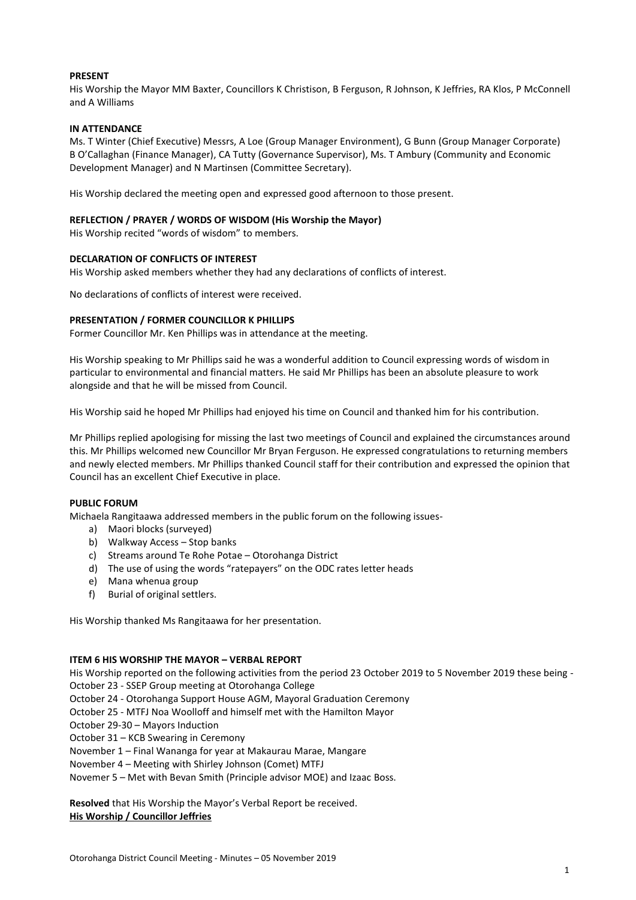**PRESENT**

His Worship the Mayor MM Baxter, Councillors K Christison, B Ferguson, R Johnson, K Jeffries, RA Klos, P McConnell and A Williams

**IN ATTENDANCE**

Ms. T Winter (Chief Executive) Messrs, A Loe (Group Manager Environment), G Bunn (Group Manager Corporate) B O'Callaghan (Finance Manager), CA Tutty (Governance Supervisor), Ms. T Ambury (Community and Economic Development Manager) and N Martinsen (Committee Secretary).

His Worship declared the meeting open and expressed good afternoon to those present.

**REFLECTION / PRAYER / WORDS OF WISDOM (His Worship the Mayor)**

His Worship recited "words of wisdom" to members.

**DECLARATION OF CONFLICTS OF INTEREST**

His Worship asked members whether they had any declarations of conflicts of interest.

No declarations of conflicts of interest were received.

**PRESENTATION / FORMER COUNCILLOR K PHILLIPS**

Former Councillor Mr. Ken Phillips was in attendance at the meeting.

His Worship speaking to Mr Phillips said he was a wonderful addition to Council expressing words of wisdom in particular to environmental and financial matters. He said Mr Phillips has been an absolute pleasure to work alongside and that he will be missed from Council.

His Worship said he hoped Mr Phillips had enjoyed his time on Council and thanked him for his contribution.

Mr Phillips replied apologising for missing the last two meetings of Council and explained the circumstances around this. Mr Phillips welcomed new Councillor Mr Bryan Ferguson. He expressed congratulations to returning members and newly elected members. Mr Phillips thanked Council staff for their contribution and expressed the opinion that Council has an excellent Chief Executive in place.

**PUBLIC FORUM**

Michaela Rangitaawa addressed members in the public forum on the following issues-

a) Maori blocks (surveyed)
b) Walkway Access – Stop banks
c) Streams around Te Rohe Potae – Otorohanga District
d) The use of using the words "ratepayers" on the ODC rates letter heads
e) Mana whenua group
f) Burial of original settlers.

His Worship thanked Ms Rangitaawa for her presentation.

**ITEM 6 HIS WORSHIP THE MAYOR – VERBAL REPORT**

His Worship reported on the following activities from the period 23 October 2019 to 5 November 2019 these being -
October 23 - SSEP Group meeting at Otorohanga College
October 24 - Otorohanga Support House AGM, Mayoral Graduation Ceremony
October 25 - MTFJ Noa Woolloff and himself met with the Hamilton Mayor
October 29-30 – Mayors Induction
October 31 – KCB Swearing in Ceremony
November 1 – Final Wananga for year at Makaurau Marae, Mangare
November 4 – Meeting with Shirley Johnson (Comet) MTFJ
Novemer 5 – Met with Bevan Smith (Principle advisor MOE) and Izaac Boss.

**Resolved** that His Worship the Mayor's Verbal Report be received.
**His Worship / Councillor Jeffries**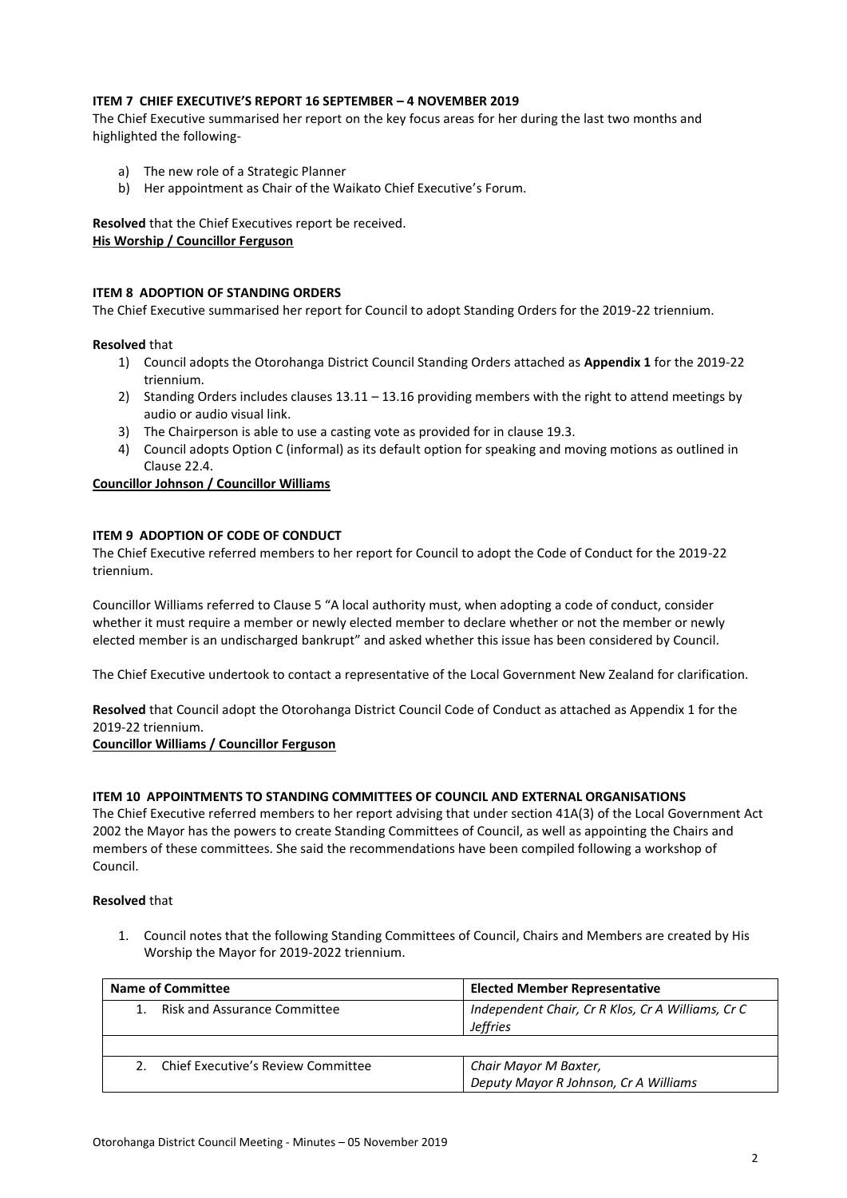**ITEM 7 CHIEF EXECUTIVE'S REPORT 16 SEPTEMBER – 4 NOVEMBER 2019**

The Chief Executive summarised her report on the key focus areas for her during the last two months and highlighted the following-

a) The new role of a Strategic Planner
b) Her appointment as Chair of the Waikato Chief Executive's Forum.

**Resolved** that the Chief Executives report be received.
**His Worship / Councillor Ferguson**

**ITEM 8 ADOPTION OF STANDING ORDERS**

The Chief Executive summarised her report for Council to adopt Standing Orders for the 2019-22 triennium.

**Resolved** that

1) Council adopts the Otorohanga District Council Standing Orders attached as **Appendix 1** for the 2019-22 triennium.
2) Standing Orders includes clauses 13.11 – 13.16 providing members with the right to attend meetings by audio or audio visual link.
3) The Chairperson is able to use a casting vote as provided for in clause 19.3.
4) Council adopts Option C (informal) as its default option for speaking and moving motions as outlined in Clause 22.4.

**Councillor Johnson / Councillor Williams**

**ITEM 9 ADOPTION OF CODE OF CONDUCT**

The Chief Executive referred members to her report for Council to adopt the Code of Conduct for the 2019-22 triennium.

Councillor Williams referred to Clause 5 "A local authority must, when adopting a code of conduct, consider whether it must require a member or newly elected member to declare whether or not the member or newly elected member is an undischarged bankrupt" and asked whether this issue has been considered by Council.

The Chief Executive undertook to contact a representative of the Local Government New Zealand for clarification.

**Resolved** that Council adopt the Otorohanga District Council Code of Conduct as attached as Appendix 1 for the 2019-22 triennium.
**Councillor Williams / Councillor Ferguson**

**ITEM 10 APPOINTMENTS TO STANDING COMMITTEES OF COUNCIL AND EXTERNAL ORGANISATIONS**

The Chief Executive referred members to her report advising that under section 41A(3) of the Local Government Act 2002 the Mayor has the powers to create Standing Committees of Council, as well as appointing the Chairs and members of these committees. She said the recommendations have been compiled following a workshop of Council.

**Resolved** that

1. Council notes that the following Standing Committees of Council, Chairs and Members are created by His Worship the Mayor for 2019-2022 triennium.

| Name of Committee | Elected Member Representative |
|---|---|
| 1. Risk and Assurance Committee | *Independent Chair, Cr R Klos, Cr A Williams, Cr C Jeffries* |
| | |
| 2. Chief Executive's Review Committee | *Chair Mayor M Baxter, Deputy Mayor R Johnson, Cr A Williams* |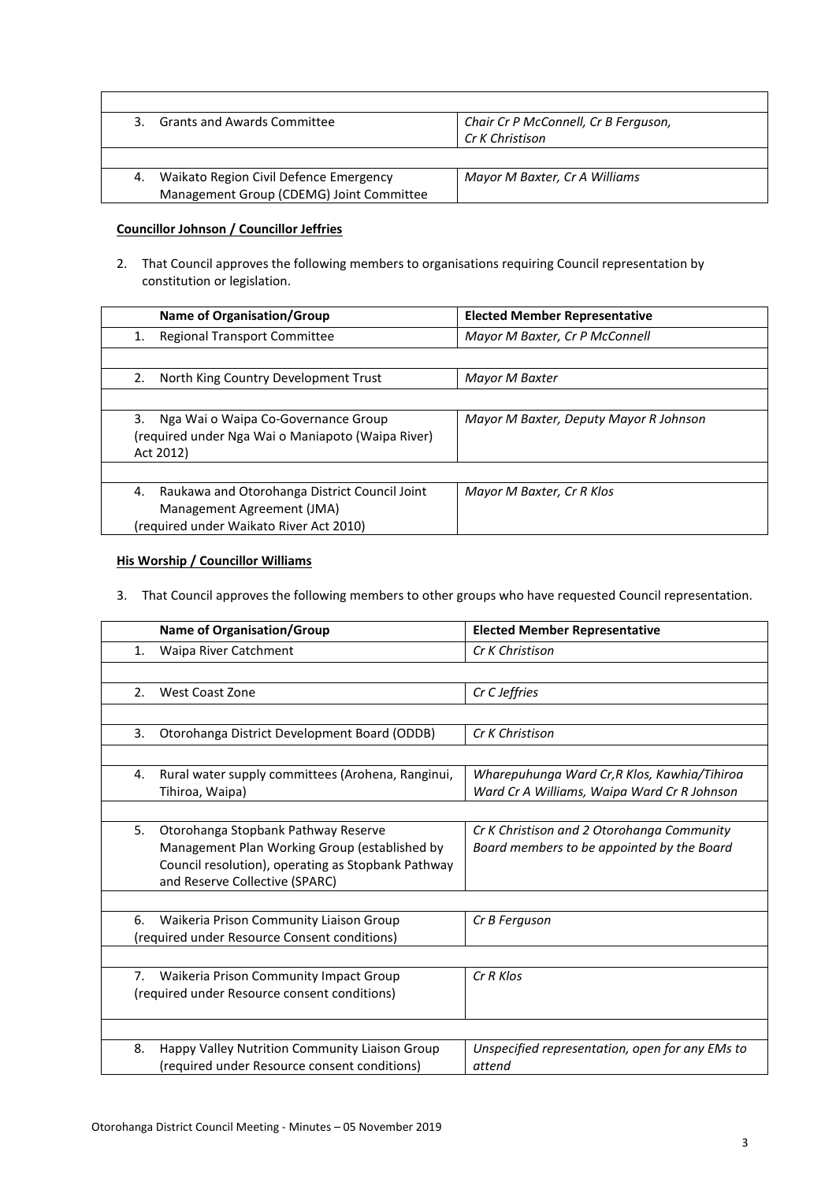| | |
|---|---|
| 3. Grants and Awards Committee | *Chair Cr P McConnell, Cr B Ferguson, Cr K Christison* |
| 4. Waikato Region Civil Defence Emergency Management Group (CDEMG) Joint Committee | *Mayor M Baxter, Cr A Williams* |

**Councillor Johnson / Councillor Jeffries**

2. That Council approves the following members to organisations requiring Council representation by constitution or legislation.

| Name of Organisation/Group | Elected Member Representative |
|---|---|
| 1. Regional Transport Committee | *Mayor M Baxter, Cr P McConnell* |
| 2. North King Country Development Trust | *Mayor M Baxter* |
| 3. Nga Wai o Waipa Co-Governance Group (required under Nga Wai o Maniapoto (Waipa River) Act 2012) | *Mayor M Baxter, Deputy Mayor R Johnson* |
| 4. Raukawa and Otorohanga District Council Joint Management Agreement (JMA) (required under Waikato River Act 2010) | *Mayor M Baxter, Cr R Klos* |

**His Worship / Councillor Williams**

3. That Council approves the following members to other groups who have requested Council representation.

| Name of Organisation/Group | Elected Member Representative |
|---|---|
| 1. Waipa River Catchment | *Cr K Christison* |
| 2. West Coast Zone | *Cr C Jeffries* |
| 3. Otorohanga District Development Board (ODDB) | *Cr K Christison* |
| 4. Rural water supply committees (Arohena, Ranginui, Tihiroa, Waipa) | *Wharepuhunga Ward Cr,R Klos, Kawhia/Tihiroa Ward Cr A Williams, Waipa Ward Cr R Johnson* |
| 5. Otorohanga Stopbank Pathway Reserve Management Plan Working Group (established by Council resolution), operating as Stopbank Pathway and Reserve Collective (SPARC) | *Cr K Christison and 2 Otorohanga Community Board members to be appointed by the Board* |
| 6. Waikeria Prison Community Liaison Group (required under Resource Consent conditions) | *Cr B Ferguson* |
| 7. Waikeria Prison Community Impact Group (required under Resource consent conditions) | *Cr R Klos* |
| 8. Happy Valley Nutrition Community Liaison Group (required under Resource consent conditions) | *Unspecified representation, open for any EMs to attend* |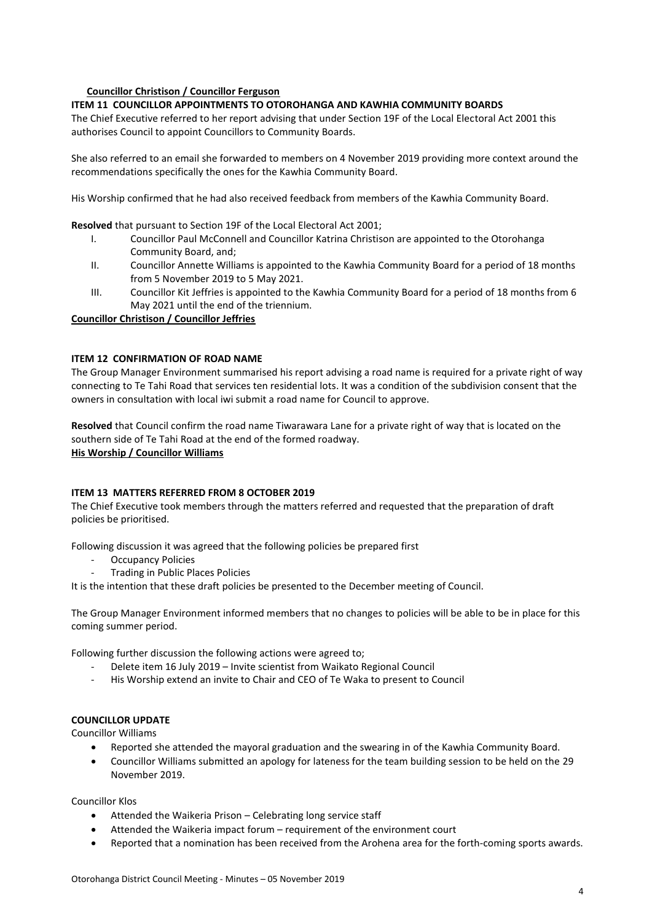**Councillor Christison / Councillor Ferguson**

**ITEM 11 COUNCILLOR APPOINTMENTS TO OTOROHANGA AND KAWHIA COMMUNITY BOARDS**

The Chief Executive referred to her report advising that under Section 19F of the Local Electoral Act 2001 this authorises Council to appoint Councillors to Community Boards.

She also referred to an email she forwarded to members on 4 November 2019 providing more context around the recommendations specifically the ones for the Kawhia Community Board.

His Worship confirmed that he had also received feedback from members of the Kawhia Community Board.

**Resolved** that pursuant to Section 19F of the Local Electoral Act 2001;

I. Councillor Paul McConnell and Councillor Katrina Christison are appointed to the Otorohanga Community Board, and;

II. Councillor Annette Williams is appointed to the Kawhia Community Board for a period of 18 months from 5 November 2019 to 5 May 2021.

III. Councillor Kit Jeffries is appointed to the Kawhia Community Board for a period of 18 months from 6 May 2021 until the end of the triennium.

**Councillor Christison / Councillor Jeffries**

**ITEM 12 CONFIRMATION OF ROAD NAME**

The Group Manager Environment summarised his report advising a road name is required for a private right of way connecting to Te Tahi Road that services ten residential lots. It was a condition of the subdivision consent that the owners in consultation with local iwi submit a road name for Council to approve.

**Resolved** that Council confirm the road name Tiwarawara Lane for a private right of way that is located on the southern side of Te Tahi Road at the end of the formed roadway.

**His Worship / Councillor Williams**

**ITEM 13 MATTERS REFERRED FROM 8 OCTOBER 2019**

The Chief Executive took members through the matters referred and requested that the preparation of draft policies be prioritised.

Following discussion it was agreed that the following policies be prepared first

- Occupancy Policies
- Trading in Public Places Policies

It is the intention that these draft policies be presented to the December meeting of Council.

The Group Manager Environment informed members that no changes to policies will be able to be in place for this coming summer period.

Following further discussion the following actions were agreed to;

- Delete item 16 July 2019 – Invite scientist from Waikato Regional Council
- His Worship extend an invite to Chair and CEO of Te Waka to present to Council

**COUNCILLOR UPDATE**

Councillor Williams

- Reported she attended the mayoral graduation and the swearing in of the Kawhia Community Board.
- Councillor Williams submitted an apology for lateness for the team building session to be held on the 29 November 2019.

Councillor Klos

- Attended the Waikeria Prison – Celebrating long service staff
- Attended the Waikeria impact forum – requirement of the environment court
- Reported that a nomination has been received from the Arohena area for the forth-coming sports awards.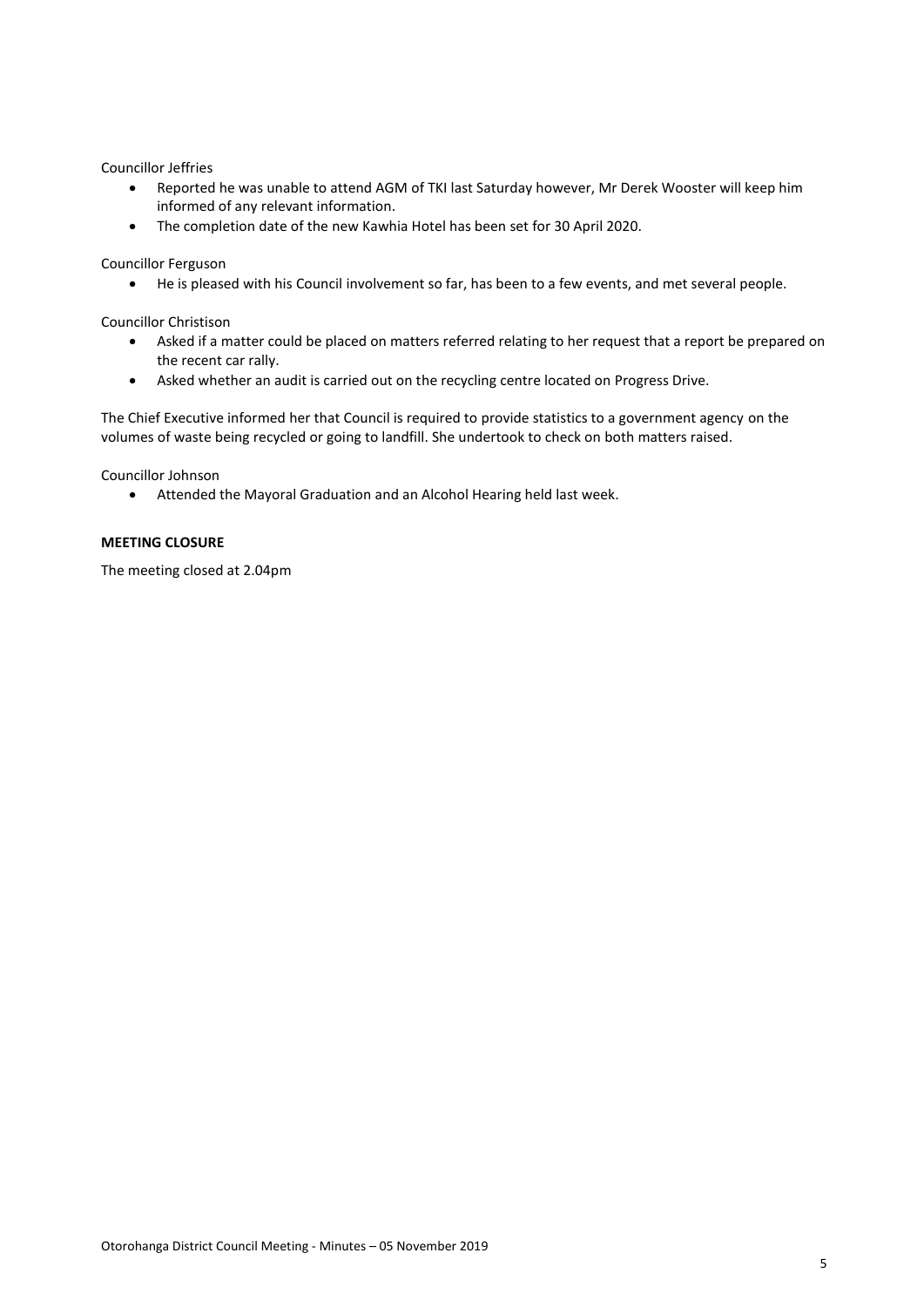Councillor Jeffries

- Reported he was unable to attend AGM of TKI last Saturday however, Mr Derek Wooster will keep him informed of any relevant information.
- The completion date of the new Kawhia Hotel has been set for 30 April 2020.

Councillor Ferguson

- He is pleased with his Council involvement so far, has been to a few events, and met several people.

Councillor Christison

- Asked if a matter could be placed on matters referred relating to her request that a report be prepared on the recent car rally.
- Asked whether an audit is carried out on the recycling centre located on Progress Drive.

The Chief Executive informed her that Council is required to provide statistics to a government agency on the volumes of waste being recycled or going to landfill. She undertook to check on both matters raised.

Councillor Johnson

- Attended the Mayoral Graduation and an Alcohol Hearing held last week.

**MEETING CLOSURE**

The meeting closed at 2.04pm